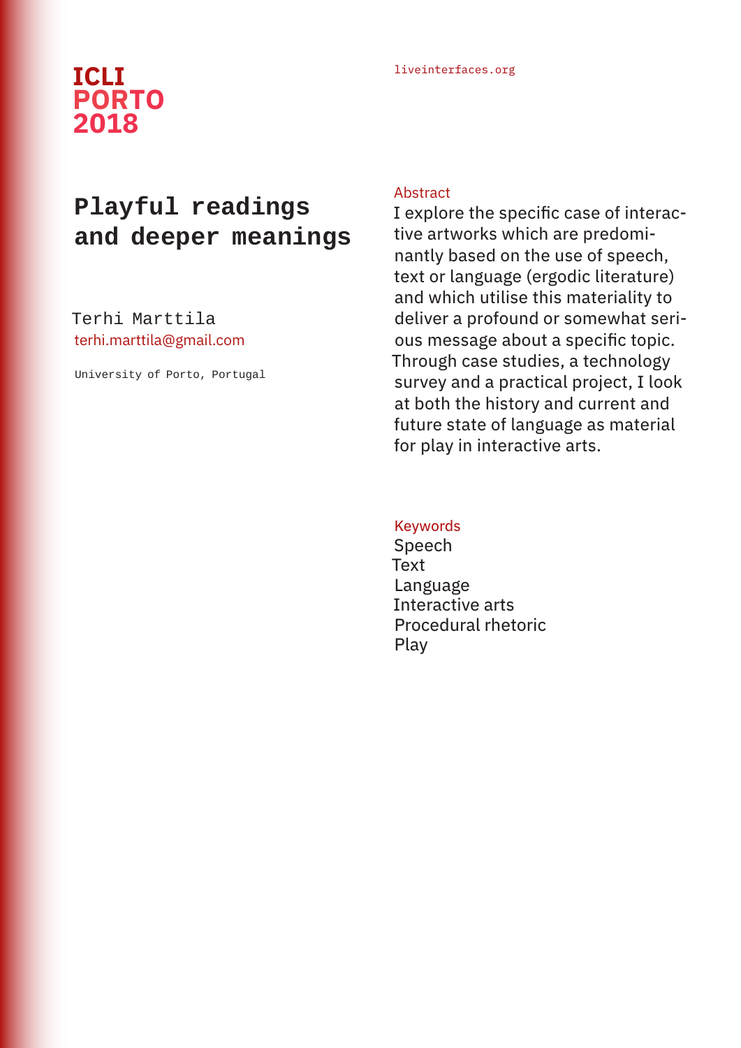ICLI
PORTO
2018

liveinterfaces.org

# Playful readings and deeper meanings

Terhi Marttila
terhi.marttila@gmail.com

University of Porto, Portugal

## Abstract

I explore the specific case of interactive artworks which are predominantly based on the use of speech, text or language (ergodic literature) and which utilise this materiality to deliver a profound or somewhat serious message about a specific topic. Through case studies, a technology survey and a practical project, I look at both the history and current and future state of language as material for play in interactive arts.

## Keywords

Speech
Text
Language
Interactive arts
Procedural rhetoric
Play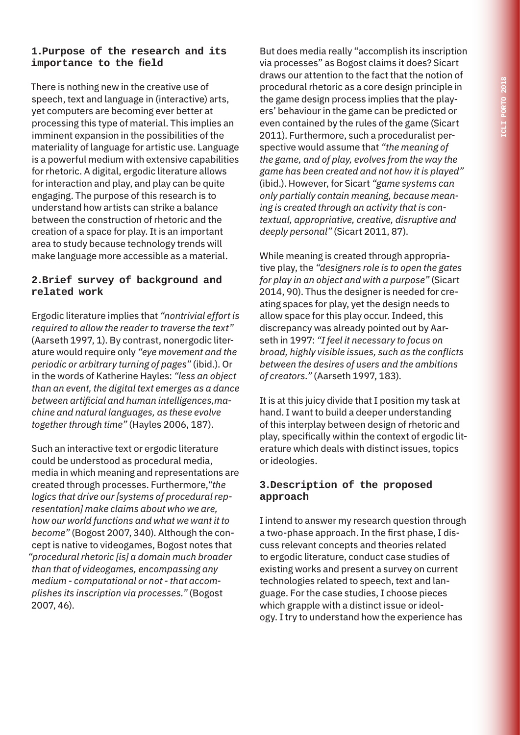## 1. Purpose of the research and its importance to the field

There is nothing new in the creative use of speech, text and language in (interactive) arts, yet computers are becoming ever better at processing this type of material. This implies an imminent expansion in the possibilities of the materiality of language for artistic use. Language is a powerful medium with extensive capabilities for rhetoric. A digital, ergodic literature allows for interaction and play, and play can be quite engaging. The purpose of this research is to understand how artists can strike a balance between the construction of rhetoric and the creation of a space for play. It is an important area to study because technology trends will make language more accessible as a material.

## 2. Brief survey of background and related work

Ergodic literature implies that *"nontrivial effort is required to allow the reader to traverse the text"* (Aarseth 1997, 1). By contrast, nonergodic literature would require only *"eye movement and the periodic or arbitrary turning of pages"* (ibid.). Or in the words of Katherine Hayles: *"less an object than an event, the digital text emerges as a dance between artificial and human intelligences, machine and natural languages, as these evolve together through time"* (Hayles 2006, 187).

Such an interactive text or ergodic literature could be understood as procedural media, media in which meaning and representations are created through processes. Furthermore, *"the logics that drive our [systems of procedural representation] make claims about who we are, how our world functions and what we want it to become"* (Bogost 2007, 340). Although the concept is native to videogames, Bogost notes that *"procedural rhetoric [is] a domain much broader than that of videogames, encompassing any medium - computational or not - that accomplishes its inscription via processes."* (Bogost 2007, 46).

But does media really "accomplish its inscription via processes" as Bogost claims it does? Sicart draws our attention to the fact that the notion of procedural rhetoric as a core design principle in the game design process implies that the players' behaviour in the game can be predicted or even contained by the rules of the game (Sicart 2011). Furthermore, such a proceduralist perspective would assume that *"the meaning of the game, and of play, evolves from the way the game has been created and not how it is played"* (ibid.). However, for Sicart *"game systems can only partially contain meaning, because meaning is created through an activity that is contextual, appropriative, creative, disruptive and deeply personal"* (Sicart 2011, 87).

While meaning is created through appropriative play, the *"designers role is to open the gates for play in an object and with a purpose"* (Sicart 2014, 90). Thus the designer is needed for creating spaces for play, yet the design needs to allow space for this play occur. Indeed, this discrepancy was already pointed out by Aarseth in 1997: *"I feel it necessary to focus on broad, highly visible issues, such as the conflicts between the desires of users and the ambitions of creators."* (Aarseth 1997, 183).

It is at this juicy divide that I position my task at hand. I want to build a deeper understanding of this interplay between design of rhetoric and play, specifically within the context of ergodic literature which deals with distinct issues, topics or ideologies.

## 3. Description of the proposed approach

I intend to answer my research question through a two-phase approach. In the first phase, I discuss relevant concepts and theories related to ergodic literature, conduct case studies of existing works and present a survey on current technologies related to speech, text and language. For the case studies, I choose pieces which grapple with a distinct issue or ideology. I try to understand how the experience has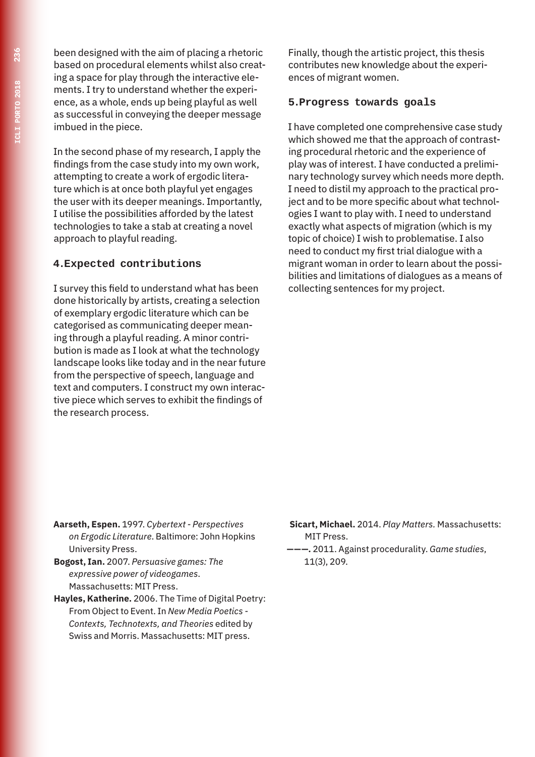been designed with the aim of placing a rhetoric based on procedural elements whilst also creating a space for play through the interactive elements. I try to understand whether the experience, as a whole, ends up being playful as well as successful in conveying the deeper message imbued in the piece.

In the second phase of my research, I apply the findings from the case study into my own work, attempting to create a work of ergodic literature which is at once both playful yet engages the user with its deeper meanings. Importantly, I utilise the possibilities afforded by the latest technologies to take a stab at creating a novel approach to playful reading.

## 4.Expected contributions

I survey this field to understand what has been done historically by artists, creating a selection of exemplary ergodic literature which can be categorised as communicating deeper meaning through a playful reading. A minor contribution is made as I look at what the technology landscape looks like today and in the near future from the perspective of speech, language and text and computers. I construct my own interactive piece which serves to exhibit the findings of the research process.

Finally, though the artistic project, this thesis contributes new knowledge about the experiences of migrant women.

## 5.Progress towards goals

I have completed one comprehensive case study which showed me that the approach of contrasting procedural rhetoric and the experience of play was of interest. I have conducted a preliminary technology survey which needs more depth. I need to distil my approach to the practical project and to be more specific about what technologies I want to play with. I need to understand exactly what aspects of migration (which is my topic of choice) I wish to problematise. I also need to conduct my first trial dialogue with a migrant woman in order to learn about the possibilities and limitations of dialogues as a means of collecting sentences for my project.

**Aarseth, Espen.** 1997. *Cybertext - Perspectives on Ergodic Literature*. Baltimore: John Hopkins University Press.

**Bogost, Ian.** 2007. *Persuasive games: The expressive power of videogames*. Massachusetts: MIT Press.

**Hayles, Katherine.** 2006. The Time of Digital Poetry: From Object to Event. In *New Media Poetics - Contexts, Technotexts, and Theories* edited by Swiss and Morris. Massachusetts: MIT press.

**Sicart, Michael.** 2014. *Play Matters.* Massachusetts: MIT Press.

**———.** 2011. Against procedurality. *Game studies*, 11(3), 209.